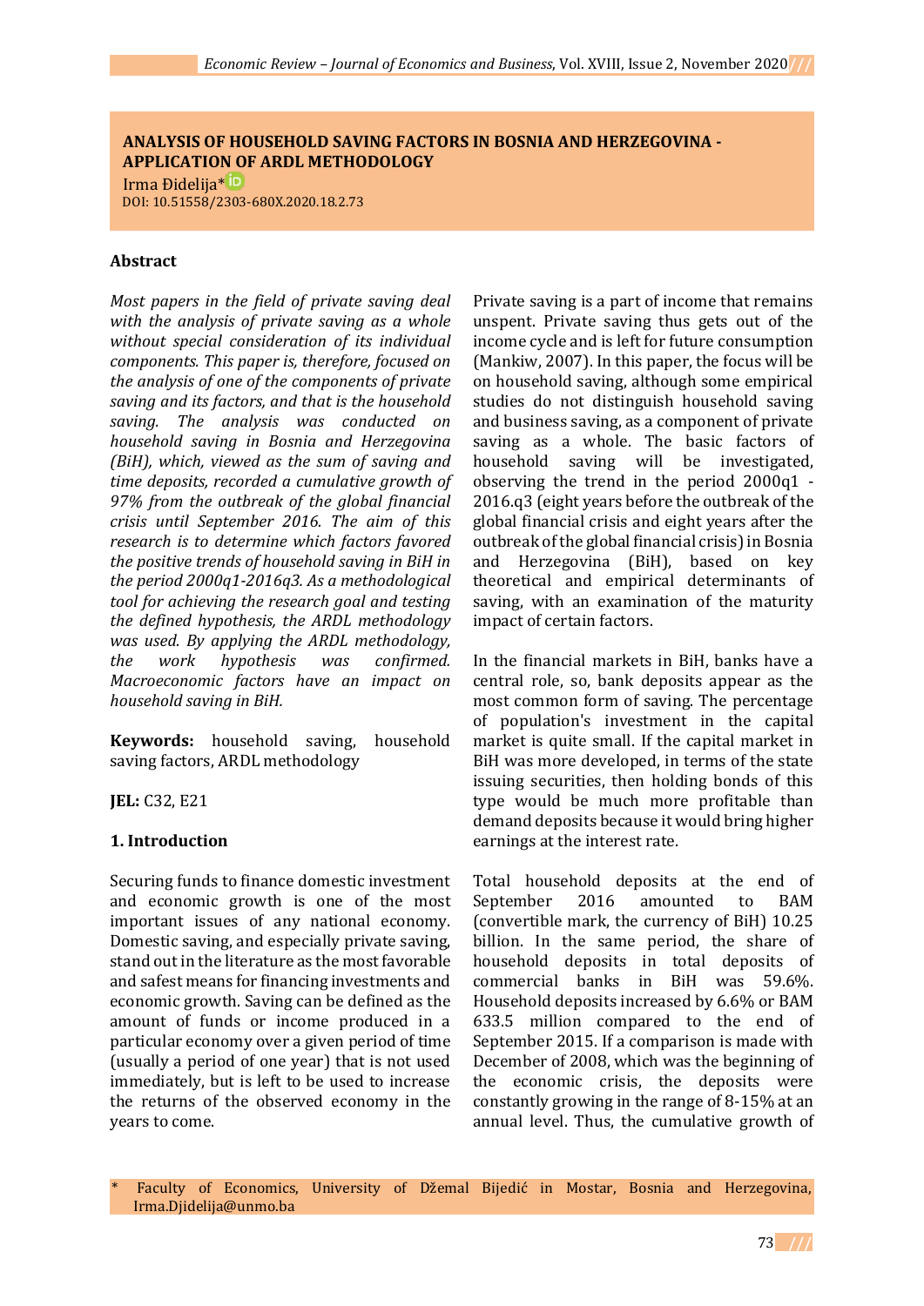# ANALYSIS OF HOUSEHOLD SAVING FACTORS IN BOSNIA AND HERZEGOVINA - APPLICATION OF ARDL METHODOLOGY

Irma Điđelija*

DOI: 10.51558/2303-680X.2020.18.2.73

## Abstract

*Most papers in the field of private saving deal with the analysis of private saving as a whole without special consideration of its individual components. This paper is, therefore, focused on the analysis of one of the components of private saving and its factors, and that is the household saving. The analysis was conducted on household saving in Bosnia and Herzegovina (BiH), which, viewed as the sum of saving and time deposits, recorded a cumulative growth of 97% from the outbreak of the global financial crisis until September 2016. The aim of this research is to determine which factors favored the positive trends of household saving in BiH in the period 2000q1-2016q3. As a methodological tool for achieving the research goal and testing the defined hypothesis, the ARDL methodology was used. By applying the ARDL methodology, the work hypothesis was confirmed. Macroeconomic factors have an impact on household saving in BiH.*

**Keywords:** household saving, household saving factors, ARDL methodology

**JEL:** C32, E21

## 1. Introduction

Securing funds to finance domestic investment and economic growth is one of the most important issues of any national economy. Domestic saving, and especially private saving, stand out in the literature as the most favorable and safest means for financing investments and economic growth. Saving can be defined as the amount of funds or income produced in a particular economy over a given period of time (usually a period of one year) that is not used immediately, but is left to be used to increase the returns of the observed economy in the years to come.

Private saving is a part of income that remains unspent. Private saving thus gets out of the income cycle and is left for future consumption (Mankiw, 2007). In this paper, the focus will be on household saving, although some empirical studies do not distinguish household saving and business saving, as a component of private saving as a whole. The basic factors of household saving will be investigated, observing the trend in the period 2000q1 - 2016.q3 (eight years before the outbreak of the global financial crisis and eight years after the outbreak of the global financial crisis) in Bosnia and Herzegovina (BiH), based on key theoretical and empirical determinants of saving, with an examination of the maturity impact of certain factors.

In the financial markets in BiH, banks have a central role, so, bank deposits appear as the most common form of saving. The percentage of population's investment in the capital market is quite small. If the capital market in BiH was more developed, in terms of the state issuing securities, then holding bonds of this type would be much more profitable than demand deposits because it would bring higher earnings at the interest rate.

Total household deposits at the end of September 2016 amounted to BAM (convertible mark, the currency of BiH) 10.25 billion. In the same period, the share of household deposits in total deposits of commercial banks in BiH was 59.6%. Household deposits increased by 6.6% or BAM 633.5 million compared to the end of September 2015. If a comparison is made with December of 2008, which was the beginning of the economic crisis, the deposits were constantly growing in the range of 8-15% at an annual level. Thus, the cumulative growth of

---

\* Faculty of Economics, University of Džemal Bijedić in Mostar, Bosnia and Herzegovina, Irma.Djidelija@unmo.ba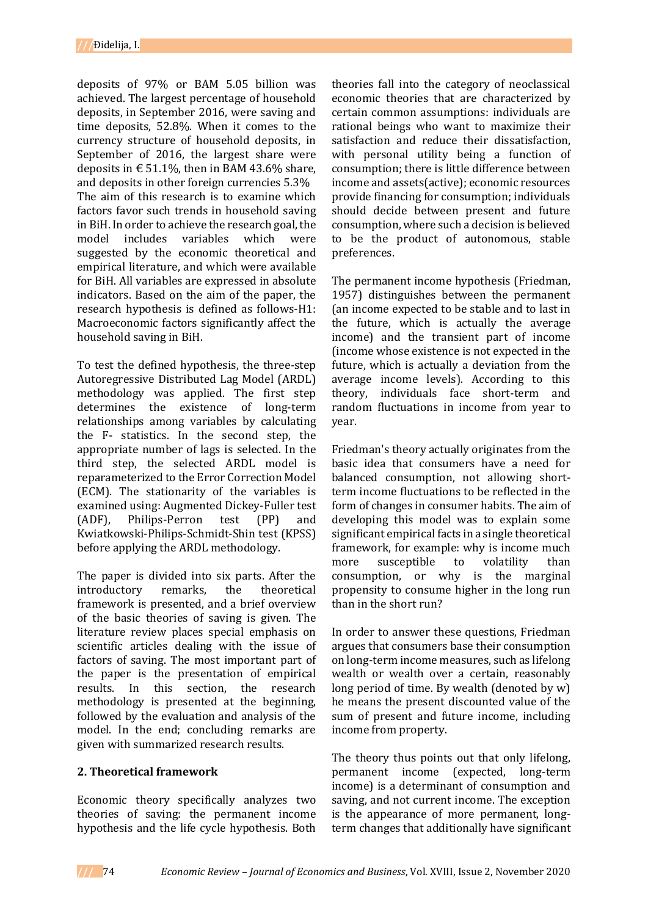deposits of 97% or BAM 5.05 billion was achieved. The largest percentage of household deposits, in September 2016, were saving and time deposits, 52.8%. When it comes to the currency structure of household deposits, in September of 2016, the largest share were deposits in € 51.1%, then in BAM 43.6% share, and deposits in other foreign currencies 5.3%

The aim of this research is to examine which factors favor such trends in household saving in BiH. In order to achieve the research goal, the model includes variables which were suggested by the economic theoretical and empirical literature, and which were available for BiH. All variables are expressed in absolute indicators. Based on the aim of the paper, the research hypothesis is defined as follows-H1: Macroeconomic factors significantly affect the household saving in BiH.

To test the defined hypothesis, the three-step Autoregressive Distributed Lag Model (ARDL) methodology was applied. The first step determines the existence of long-term relationships among variables by calculating the F- statistics. In the second step, the appropriate number of lags is selected. In the third step, the selected ARDL model is reparameterized to the Error Correction Model (ECM). The stationarity of the variables is examined using: Augmented Dickey-Fuller test (ADF), Philips-Perron test (PP) and Kwiatkowski-Philips-Schmidt-Shin test (KPSS) before applying the ARDL methodology.

The paper is divided into six parts. After the introductory remarks, the theoretical framework is presented, and a brief overview of the basic theories of saving is given. The literature review places special emphasis on scientific articles dealing with the issue of factors of saving. The most important part of the paper is the presentation of empirical results. In this section, the research methodology is presented at the beginning, followed by the evaluation and analysis of the model. In the end; concluding remarks are given with summarized research results.

## 2. Theoretical framework

Economic theory specifically analyzes two theories of saving: the permanent income hypothesis and the life cycle hypothesis. Both theories fall into the category of neoclassical economic theories that are characterized by certain common assumptions: individuals are rational beings who want to maximize their satisfaction and reduce their dissatisfaction, with personal utility being a function of consumption; there is little difference between income and assets(active); economic resources provide financing for consumption; individuals should decide between present and future consumption, where such a decision is believed to be the product of autonomous, stable preferences.

The permanent income hypothesis (Friedman, 1957) distinguishes between the permanent (an income expected to be stable and to last in the future, which is actually the average income) and the transient part of income (income whose existence is not expected in the future, which is actually a deviation from the average income levels). According to this theory, individuals face short-term and random fluctuations in income from year to year.

Friedman's theory actually originates from the basic idea that consumers have a need for balanced consumption, not allowing short-term income fluctuations to be reflected in the form of changes in consumer habits. The aim of developing this model was to explain some significant empirical facts in a single theoretical framework, for example: why is income much more susceptible to volatility than consumption, or why is the marginal propensity to consume higher in the long run than in the short run?

In order to answer these questions, Friedman argues that consumers base their consumption on long-term income measures, such as lifelong wealth or wealth over a certain, reasonably long period of time. By wealth (denoted by w) he means the present discounted value of the sum of present and future income, including income from property.

The theory thus points out that only lifelong, permanent income (expected, long-term income) is a determinant of consumption and saving, and not current income. The exception is the appearance of more permanent, long-term changes that additionally have significant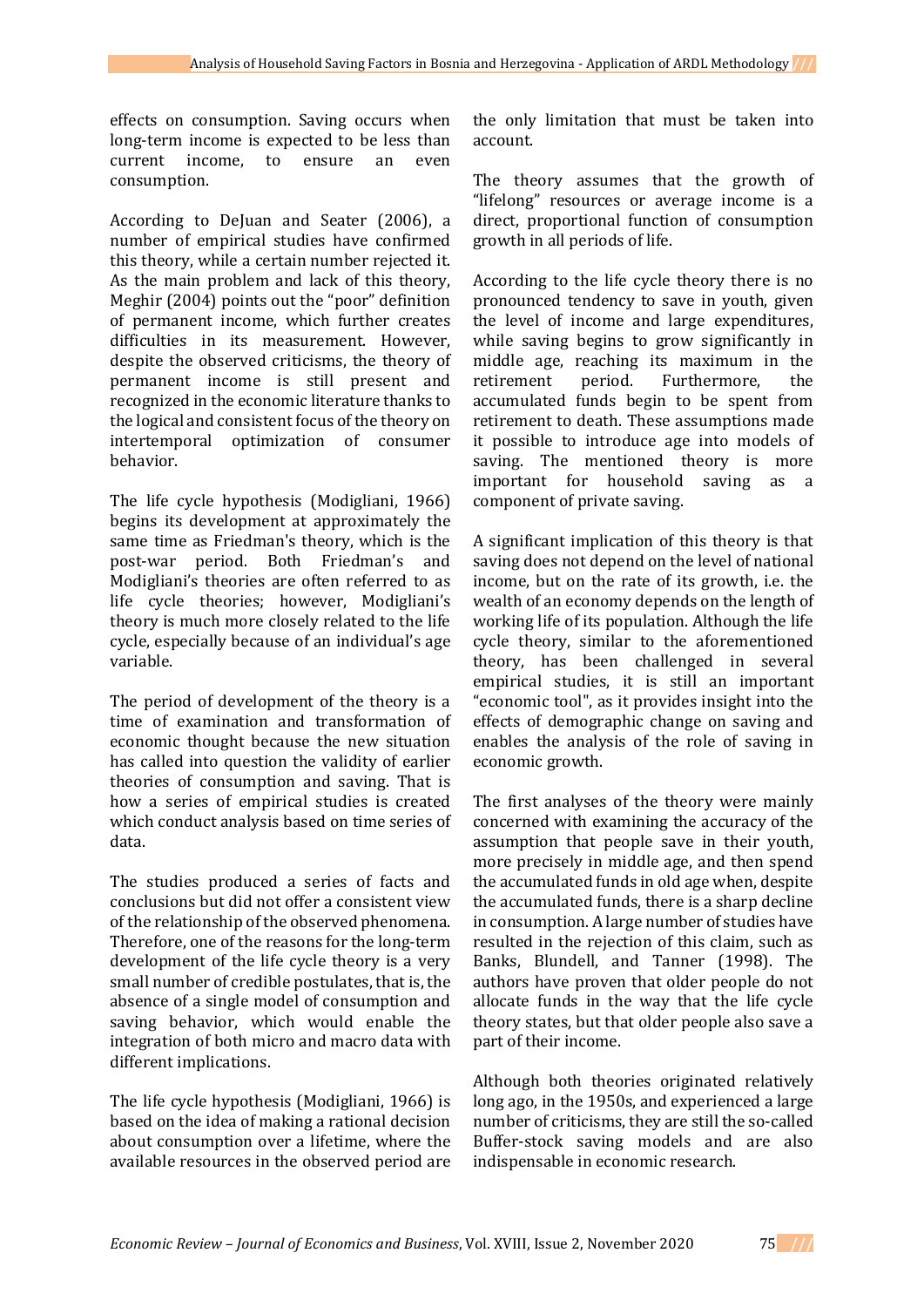effects on consumption. Saving occurs when long-term income is expected to be less than current income, to ensure an even consumption.

According to DeJuan and Seater (2006), a number of empirical studies have confirmed this theory, while a certain number rejected it. As the main problem and lack of this theory, Meghir (2004) points out the "poor" definition of permanent income, which further creates difficulties in its measurement. However, despite the observed criticisms, the theory of permanent income is still present and recognized in the economic literature thanks to the logical and consistent focus of the theory on intertemporal optimization of consumer behavior.

The life cycle hypothesis (Modigliani, 1966) begins its development at approximately the same time as Friedman's theory, which is the post-war period. Both Friedman's and Modigliani's theories are often referred to as life cycle theories; however, Modigliani's theory is much more closely related to the life cycle, especially because of an individual's age variable.

The period of development of the theory is a time of examination and transformation of economic thought because the new situation has called into question the validity of earlier theories of consumption and saving. That is how a series of empirical studies is created which conduct analysis based on time series of data.

The studies produced a series of facts and conclusions but did not offer a consistent view of the relationship of the observed phenomena. Therefore, one of the reasons for the long-term development of the life cycle theory is a very small number of credible postulates, that is, the absence of a single model of consumption and saving behavior, which would enable the integration of both micro and macro data with different implications.

The life cycle hypothesis (Modigliani, 1966) is based on the idea of making a rational decision about consumption over a lifetime, where the available resources in the observed period are the only limitation that must be taken into account.

The theory assumes that the growth of "lifelong" resources or average income is a direct, proportional function of consumption growth in all periods of life.

According to the life cycle theory there is no pronounced tendency to save in youth, given the level of income and large expenditures, while saving begins to grow significantly in middle age, reaching its maximum in the retirement period. Furthermore, the accumulated funds begin to be spent from retirement to death. These assumptions made it possible to introduce age into models of saving. The mentioned theory is more important for household saving as a component of private saving.

A significant implication of this theory is that saving does not depend on the level of national income, but on the rate of its growth, i.e. the wealth of an economy depends on the length of working life of its population. Although the life cycle theory, similar to the aforementioned theory, has been challenged in several empirical studies, it is still an important "economic tool", as it provides insight into the effects of demographic change on saving and enables the analysis of the role of saving in economic growth.

The first analyses of the theory were mainly concerned with examining the accuracy of the assumption that people save in their youth, more precisely in middle age, and then spend the accumulated funds in old age when, despite the accumulated funds, there is a sharp decline in consumption. A large number of studies have resulted in the rejection of this claim, such as Banks, Blundell, and Tanner (1998). The authors have proven that older people do not allocate funds in the way that the life cycle theory states, but that older people also save a part of their income.

Although both theories originated relatively long ago, in the 1950s, and experienced a large number of criticisms, they are still the so-called Buffer-stock saving models and are also indispensable in economic research.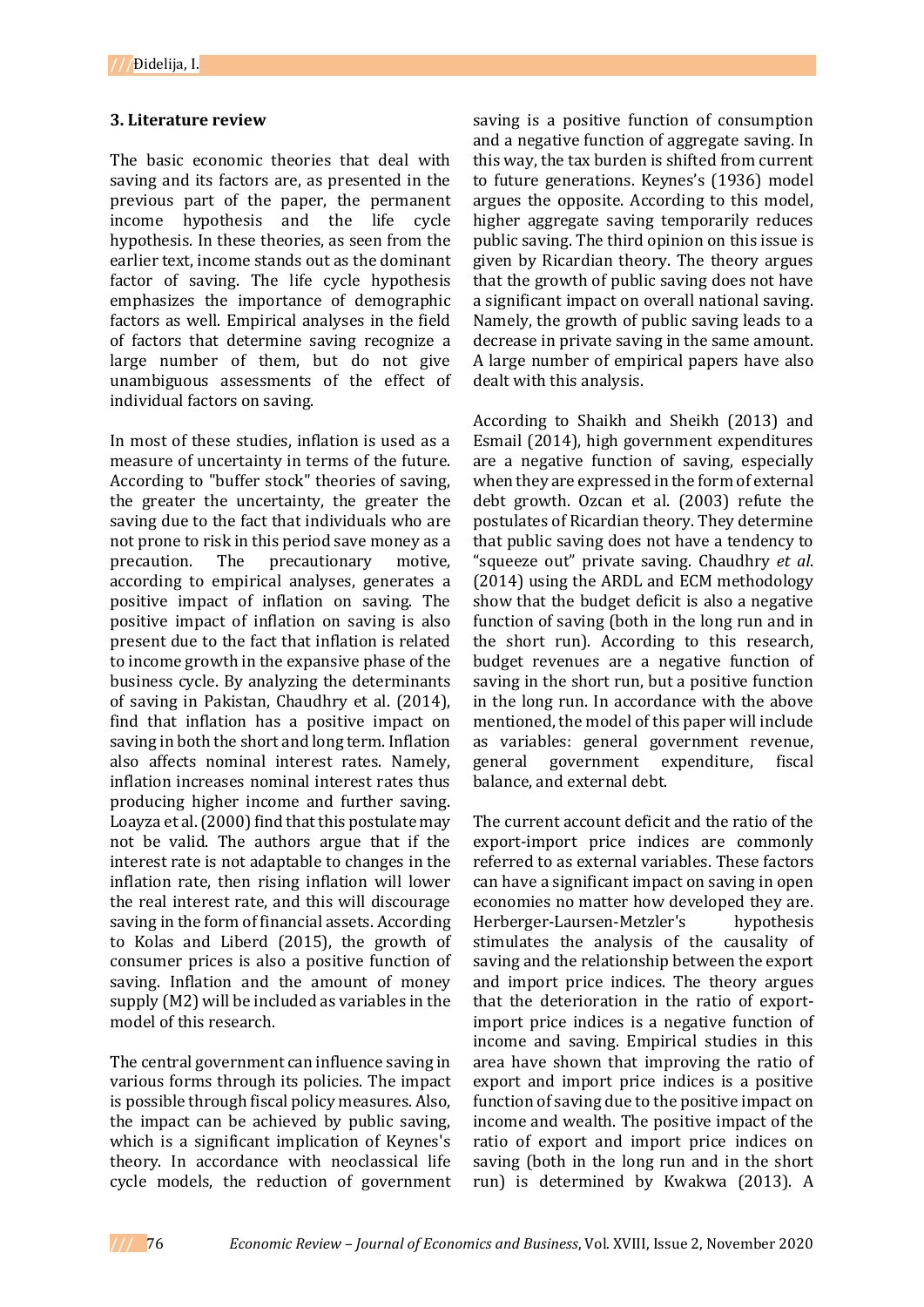### 3. Literature review

The basic economic theories that deal with saving and its factors are, as presented in the previous part of the paper, the permanent income hypothesis and the life cycle hypothesis. In these theories, as seen from the earlier text, income stands out as the dominant factor of saving. The life cycle hypothesis emphasizes the importance of demographic factors as well. Empirical analyses in the field of factors that determine saving recognize a large number of them, but do not give unambiguous assessments of the effect of individual factors on saving.

In most of these studies, inflation is used as a measure of uncertainty in terms of the future. According to "buffer stock" theories of saving, the greater the uncertainty, the greater the saving due to the fact that individuals who are not prone to risk in this period save money as a precaution. The precautionary motive, according to empirical analyses, generates a positive impact of inflation on saving. The positive impact of inflation on saving is also present due to the fact that inflation is related to income growth in the expansive phase of the business cycle. By analyzing the determinants of saving in Pakistan, Chaudhry et al. (2014), find that inflation has a positive impact on saving in both the short and long term. Inflation also affects nominal interest rates. Namely, inflation increases nominal interest rates thus producing higher income and further saving. Loayza et al. (2000) find that this postulate may not be valid. The authors argue that if the interest rate is not adaptable to changes in the inflation rate, then rising inflation will lower the real interest rate, and this will discourage saving in the form of financial assets. According to Kolas and Liberd (2015), the growth of consumer prices is also a positive function of saving. Inflation and the amount of money supply (M2) will be included as variables in the model of this research.

The central government can influence saving in various forms through its policies. The impact is possible through fiscal policy measures. Also, the impact can be achieved by public saving, which is a significant implication of Keynes's theory. In accordance with neoclassical life cycle models, the reduction of government saving is a positive function of consumption and a negative function of aggregate saving. In this way, the tax burden is shifted from current to future generations. Keynes's (1936) model argues the opposite. According to this model, higher aggregate saving temporarily reduces public saving. The third opinion on this issue is given by Ricardian theory. The theory argues that the growth of public saving does not have a significant impact on overall national saving. Namely, the growth of public saving leads to a decrease in private saving in the same amount. A large number of empirical papers have also dealt with this analysis.

According to Shaikh and Sheikh (2013) and Esmail (2014), high government expenditures are a negative function of saving, especially when they are expressed in the form of external debt growth. Ozcan et al. (2003) refute the postulates of Ricardian theory. They determine that public saving does not have a tendency to "squeeze out" private saving. Chaudhry *et al.* (2014) using the ARDL and ECM methodology show that the budget deficit is also a negative function of saving (both in the long run and in the short run). According to this research, budget revenues are a negative function of saving in the short run, but a positive function in the long run. In accordance with the above mentioned, the model of this paper will include as variables: general government revenue, general government expenditure, fiscal balance, and external debt.

The current account deficit and the ratio of the export-import price indices are commonly referred to as external variables. These factors can have a significant impact on saving in open economies no matter how developed they are. Herberger-Laursen-Metzler's hypothesis stimulates the analysis of the causality of saving and the relationship between the export and import price indices. The theory argues that the deterioration in the ratio of export-import price indices is a negative function of income and saving. Empirical studies in this area have shown that improving the ratio of export and import price indices is a positive function of saving due to the positive impact on income and wealth. The positive impact of the ratio of export and import price indices on saving (both in the long run and in the short run) is determined by Kwakwa (2013). A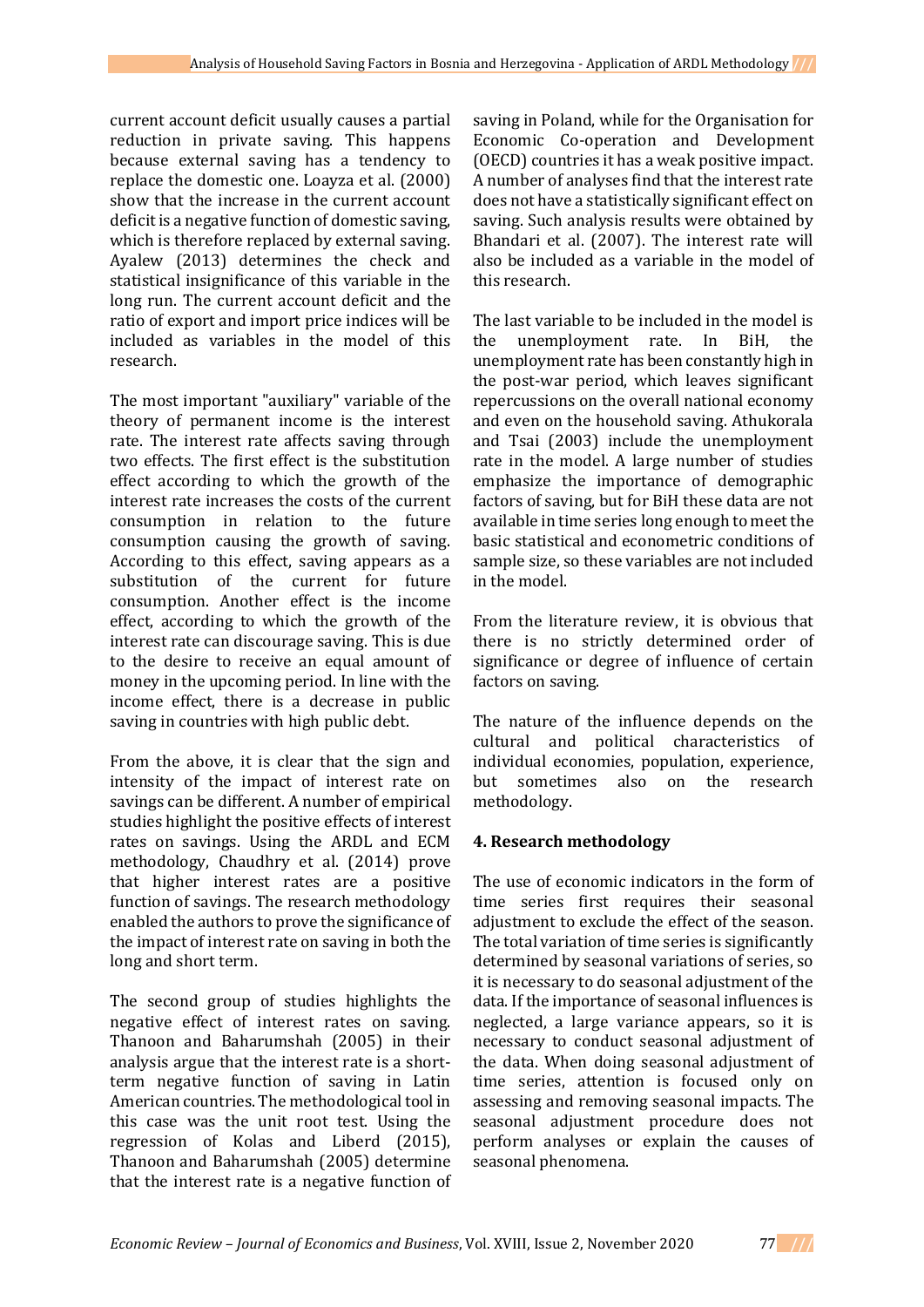current account deficit usually causes a partial reduction in private saving. This happens because external saving has a tendency to replace the domestic one. Loayza et al. (2000) show that the increase in the current account deficit is a negative function of domestic saving, which is therefore replaced by external saving. Ayalew (2013) determines the check and statistical insignificance of this variable in the long run. The current account deficit and the ratio of export and import price indices will be included as variables in the model of this research.

The most important "auxiliary" variable of the theory of permanent income is the interest rate. The interest rate affects saving through two effects. The first effect is the substitution effect according to which the growth of the interest rate increases the costs of the current consumption in relation to the future consumption causing the growth of saving. According to this effect, saving appears as a substitution of the current for future consumption. Another effect is the income effect, according to which the growth of the interest rate can discourage saving. This is due to the desire to receive an equal amount of money in the upcoming period. In line with the income effect, there is a decrease in public saving in countries with high public debt.

From the above, it is clear that the sign and intensity of the impact of interest rate on savings can be different. A number of empirical studies highlight the positive effects of interest rates on savings. Using the ARDL and ECM methodology, Chaudhry et al. (2014) prove that higher interest rates are a positive function of savings. The research methodology enabled the authors to prove the significance of the impact of interest rate on saving in both the long and short term.

The second group of studies highlights the negative effect of interest rates on saving. Thanoon and Baharumshah (2005) in their analysis argue that the interest rate is a short-term negative function of saving in Latin American countries. The methodological tool in this case was the unit root test. Using the regression of Kolas and Liberd (2015), Thanoon and Baharumshah (2005) determine that the interest rate is a negative function of saving in Poland, while for the Organisation for Economic Co-operation and Development (OECD) countries it has a weak positive impact. A number of analyses find that the interest rate does not have a statistically significant effect on saving. Such analysis results were obtained by Bhandari et al. (2007). The interest rate will also be included as a variable in the model of this research.

The last variable to be included in the model is the unemployment rate. In BiH, the unemployment rate has been constantly high in the post-war period, which leaves significant repercussions on the overall national economy and even on the household saving. Athukorala and Tsai (2003) include the unemployment rate in the model. A large number of studies emphasize the importance of demographic factors of saving, but for BiH these data are not available in time series long enough to meet the basic statistical and econometric conditions of sample size, so these variables are not included in the model.

From the literature review, it is obvious that there is no strictly determined order of significance or degree of influence of certain factors on saving.

The nature of the influence depends on the cultural and political characteristics of individual economies, population, experience, but sometimes also on the research methodology.

## 4. Research methodology

The use of economic indicators in the form of time series first requires their seasonal adjustment to exclude the effect of the season. The total variation of time series is significantly determined by seasonal variations of series, so it is necessary to do seasonal adjustment of the data. If the importance of seasonal influences is neglected, a large variance appears, so it is necessary to conduct seasonal adjustment of the data. When doing seasonal adjustment of time series, attention is focused only on assessing and removing seasonal impacts. The seasonal adjustment procedure does not perform analyses or explain the causes of seasonal phenomena.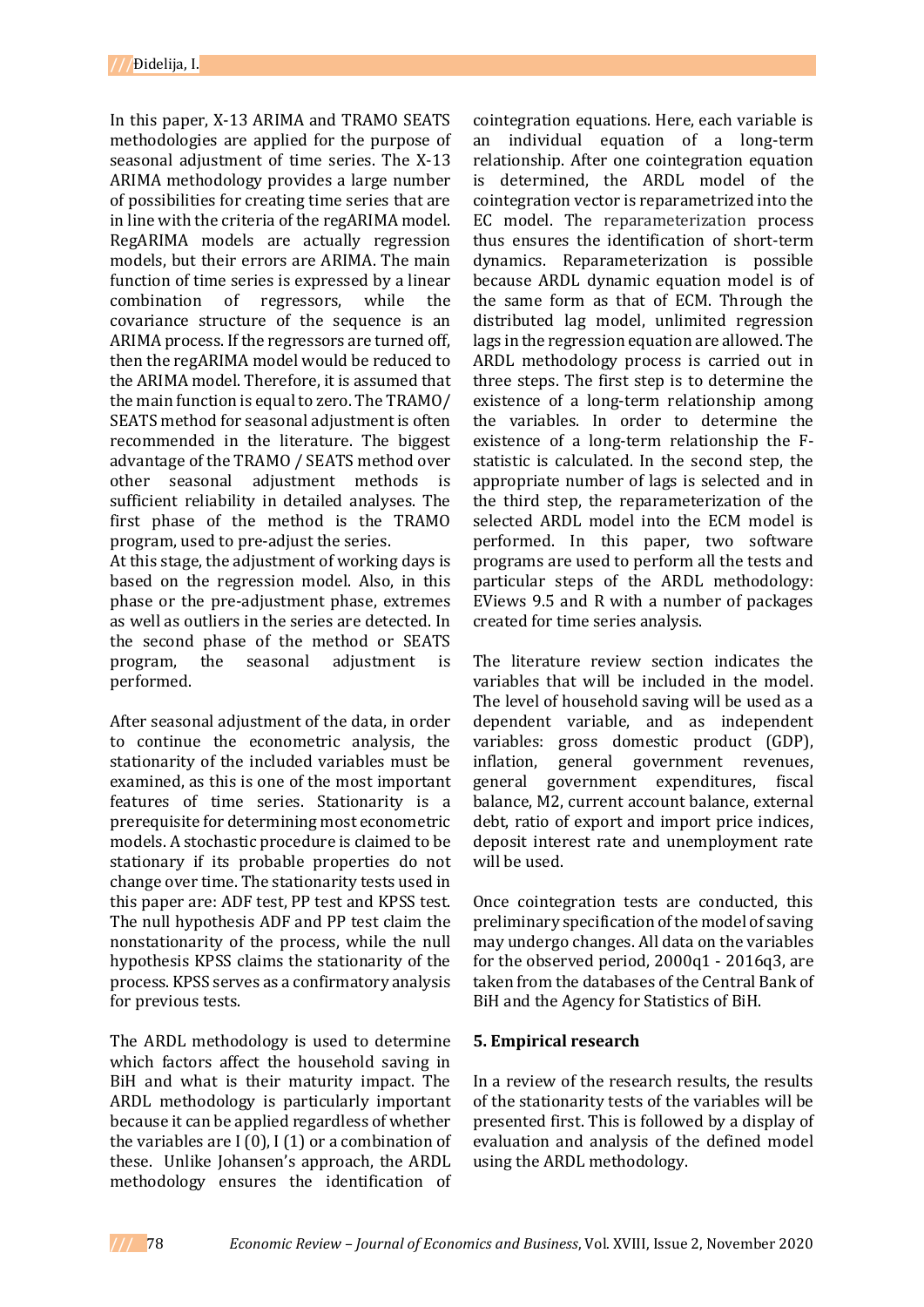In this paper, X-13 ARIMA and TRAMO SEATS methodologies are applied for the purpose of seasonal adjustment of time series. The X-13 ARIMA methodology provides a large number of possibilities for creating time series that are in line with the criteria of the regARIMA model. RegARIMA models are actually regression models, but their errors are ARIMA. The main function of time series is expressed by a linear combination of regressors, while the covariance structure of the sequence is an ARIMA process. If the regressors are turned off, then the regARIMA model would be reduced to the ARIMA model. Therefore, it is assumed that the main function is equal to zero. The TRAMO/SEATS method for seasonal adjustment is often recommended in the literature. The biggest advantage of the TRAMO / SEATS method over other seasonal adjustment methods is sufficient reliability in detailed analyses. The first phase of the method is the TRAMO program, used to pre-adjust the series.
At this stage, the adjustment of working days is based on the regression model. Also, in this phase or the pre-adjustment phase, extremes as well as outliers in the series are detected. In the second phase of the method or SEATS program, the seasonal adjustment is performed.

After seasonal adjustment of the data, in order to continue the econometric analysis, the stationarity of the included variables must be examined, as this is one of the most important features of time series. Stationarity is a prerequisite for determining most econometric models. A stochastic procedure is claimed to be stationary if its probable properties do not change over time. The stationarity tests used in this paper are: ADF test, PP test and KPSS test. The null hypothesis ADF and PP test claim the nonstationarity of the process, while the null hypothesis KPSS claims the stationarity of the process. KPSS serves as a confirmatory analysis for previous tests.

The ARDL methodology is used to determine which factors affect the household saving in BiH and what is their maturity impact. The ARDL methodology is particularly important because it can be applied regardless of whether the variables are I (0), I (1) or a combination of these. Unlike Johansen's approach, the ARDL methodology ensures the identification of cointegration equations. Here, each variable is an individual equation of a long-term relationship. After one cointegration equation is determined, the ARDL model of the cointegration vector is reparametrized into the EC model. The reparameterization process thus ensures the identification of short-term dynamics. Reparameterization is possible because ARDL dynamic equation model is of the same form as that of ECM. Through the distributed lag model, unlimited regression lags in the regression equation are allowed. The ARDL methodology process is carried out in three steps. The first step is to determine the existence of a long-term relationship among the variables. In order to determine the existence of a long-term relationship the F-statistic is calculated. In the second step, the appropriate number of lags is selected and in the third step, the reparameterization of the selected ARDL model into the ECM model is performed. In this paper, two software programs are used to perform all the tests and particular steps of the ARDL methodology: EViews 9.5 and R with a number of packages created for time series analysis.

The literature review section indicates the variables that will be included in the model. The level of household saving will be used as a dependent variable, and as independent variables: gross domestic product (GDP), inflation, general government revenues, general government expenditures, fiscal balance, M2, current account balance, external debt, ratio of export and import price indices, deposit interest rate and unemployment rate will be used.

Once cointegration tests are conducted, this preliminary specification of the model of saving may undergo changes. All data on the variables for the observed period, 2000q1 - 2016q3, are taken from the databases of the Central Bank of BiH and the Agency for Statistics of BiH.

## 5. Empirical research

In a review of the research results, the results of the stationarity tests of the variables will be presented first. This is followed by a display of evaluation and analysis of the defined model using the ARDL methodology.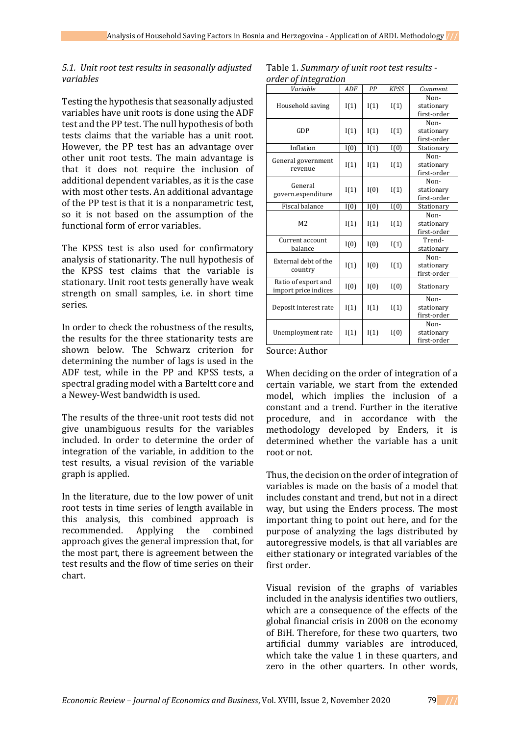### *5.1. Unit root test results in seasonally adjusted variables*

Testing the hypothesis that seasonally adjusted variables have unit roots is done using the ADF test and the PP test. The null hypothesis of both tests claims that the variable has a unit root. However, the PP test has an advantage over other unit root tests. The main advantage is that it does not require the inclusion of additional dependent variables, as it is the case with most other tests. An additional advantage of the PP test is that it is a nonparametric test, so it is not based on the assumption of the functional form of error variables.

The KPSS test is also used for confirmatory analysis of stationarity. The null hypothesis of the KPSS test claims that the variable is stationary. Unit root tests generally have weak strength on small samples, i.e. in short time series.

In order to check the robustness of the results, the results for the three stationarity tests are shown below. The Schwarz criterion for determining the number of lags is used in the ADF test, while in the PP and KPSS tests, a spectral grading model with a Bartelt core and a Newey-West bandwidth is used.

The results of the three-unit root tests did not give unambiguous results for the variables included. In order to determine the order of integration of the variable, in addition to the test results, a visual revision of the variable graph is applied.

In the literature, due to the low power of unit root tests in time series of length available in this analysis, this combined approach is recommended. Applying the combined approach gives the general impression that, for the most part, there is agreement between the test results and the flow of time series on their chart.

Table 1. *Summary of unit root test results - order of integration*

| *Variable* | *ADF* | *PP* | *KPSS* | *Comment* |
|---|---|---|---|---|
| Household saving | I(1) | I(1) | I(1) | Non-stationary first-order |
| GDP | I(1) | I(1) | I(1) | Non-stationary first-order |
| Inflation | I(0) | I(1) | I(0) | Stationary |
| General government revenue | I(1) | I(1) | I(1) | Non-stationary first-order |
| General govern.expenditure | I(1) | I(0) | I(1) | Non-stationary first-order |
| Fiscal balance | I(0) | I(0) | I(0) | Stationary |
| M2 | I(1) | I(1) | I(1) | Non-stationary first-order |
| Current account balance | I(0) | I(0) | I(1) | Trend-stationary |
| External debt of the country | I(1) | I(0) | I(1) | Non-stationary first-order |
| Ratio of export and import price indices | I(0) | I(0) | I(0) | Stationary |
| Deposit interest rate | I(1) | I(1) | I(1) | Non-stationary first-order |
| Unemployment rate | I(1) | I(1) | I(0) | Non-stationary first-order |

Source: Author

When deciding on the order of integration of a certain variable, we start from the extended model, which implies the inclusion of a constant and a trend. Further in the iterative procedure, and in accordance with the methodology developed by Enders, it is determined whether the variable has a unit root or not.

Thus, the decision on the order of integration of variables is made on the basis of a model that includes constant and trend, but not in a direct way, but using the Enders process. The most important thing to point out here, and for the purpose of analyzing the lags distributed by autoregressive models, is that all variables are either stationary or integrated variables of the first order.

Visual revision of the graphs of variables included in the analysis identifies two outliers, which are a consequence of the effects of the global financial crisis in 2008 on the economy of BiH. Therefore, for these two quarters, two artificial dummy variables are introduced, which take the value 1 in these quarters, and zero in the other quarters. In other words,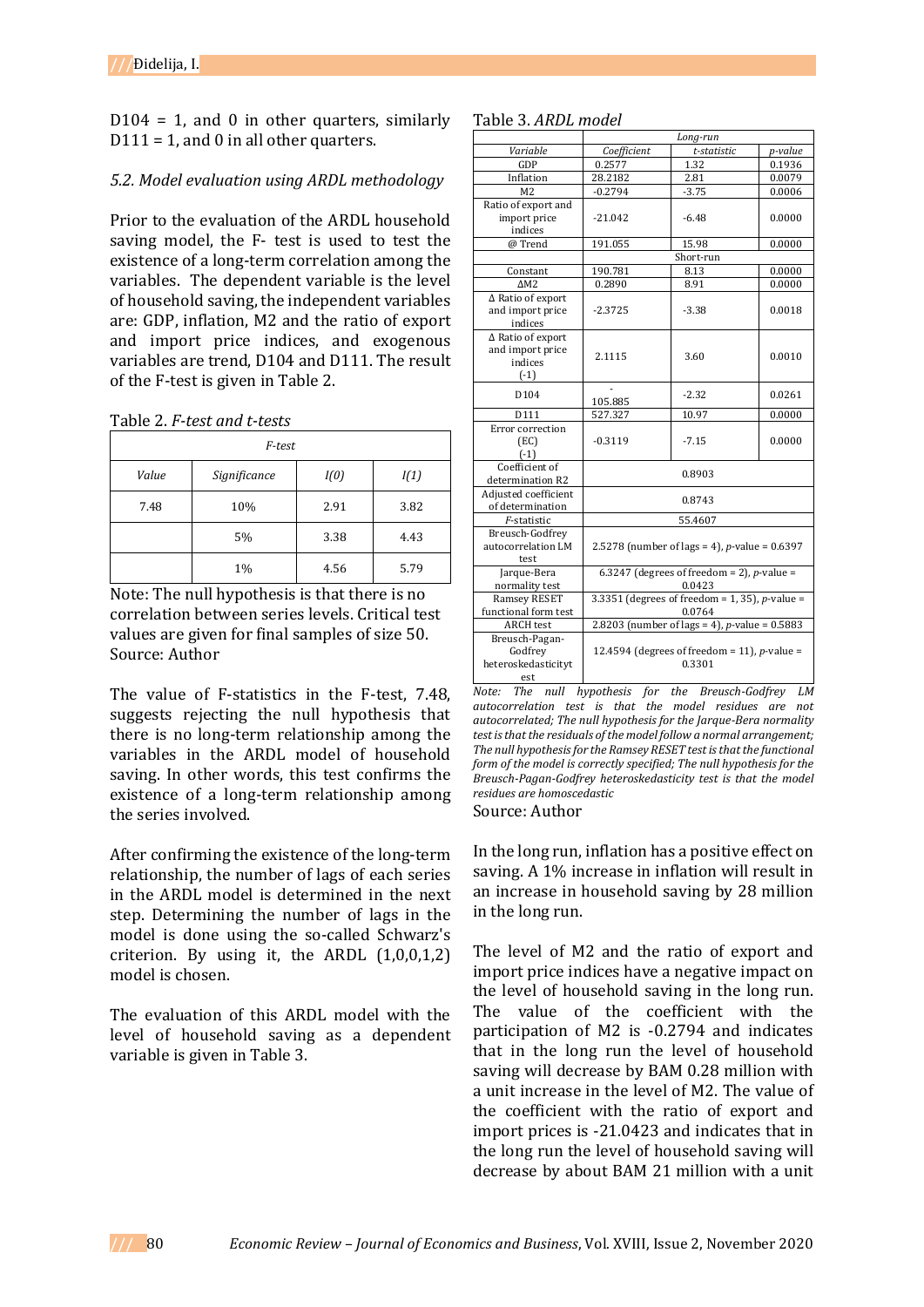D104 = 1, and 0 in other quarters, similarly D111 = 1, and 0 in all other quarters.

### *5.2. Model evaluation using ARDL methodology*

Prior to the evaluation of the ARDL household saving model, the F- test is used to test the existence of a long-term correlation among the variables. The dependent variable is the level of household saving, the independent variables are: GDP, inflation, M2 and the ratio of export and import price indices, and exogenous variables are trend, D104 and D111. The result of the F-test is given in Table 2.

Table 2. *F-test and t-tests*

| *F-test* | | | |
|---|---|---|---|
| *Value* | *Significance* | *I(0)* | *I(1)* |
| 7.48 | 10% | 2.91 | 3.82 |
| | 5% | 3.38 | 4.43 |
| | 1% | 4.56 | 5.79 |

Note: The null hypothesis is that there is no correlation between series levels. Critical test values are given for final samples of size 50.
Source: Author

The value of F-statistics in the F-test, 7.48, suggests rejecting the null hypothesis that there is no long-term relationship among the variables in the ARDL model of household saving. In other words, this test confirms the existence of a long-term relationship among the series involved.

After confirming the existence of the long-term relationship, the number of lags of each series in the ARDL model is determined in the next step. Determining the number of lags in the model is done using the so-called Schwarz's criterion. By using it, the ARDL (1,0,0,1,2) model is chosen.

The evaluation of this ARDL model with the level of household saving as a dependent variable is given in Table 3.

Table 3. *ARDL model*

| | *Long-run* | | |
|---|---|---|---|
| *Variable* | *Coefficient* | *t-statistic* | *p-value* |
| GDP | 0.2577 | 1.32 | 0.1936 |
| Inflation | 28.2182 | 2.81 | 0.0079 |
| M2 | -0.2794 | -3.75 | 0.0006 |
| Ratio of export and import price indices | -21.042 | -6.48 | 0.0000 |
| @ Trend | 191.055 | 15.98 | 0.0000 |
| | Short-run | | |
| Constant | 190.781 | 8.13 | 0.0000 |
| ΔM2 | 0.2890 | 8.91 | 0.0000 |
| Δ Ratio of export and import price indices | -2.3725 | -3.38 | 0.0018 |
| Δ Ratio of export and import price indices (-1) | 2.1115 | 3.60 | 0.0010 |
| D104 | -105.885 | -2.32 | 0.0261 |
| D111 | 527.327 | 10.97 | 0.0000 |
| Error correction (EC) (-1) | -0.3119 | -7.15 | 0.0000 |
| Coefficient of determination R2 | 0.8903 | | |
| Adjusted coefficient of determination | 0.8743 | | |
| *F*-statistic | 55.4607 | | |
| Breusch-Godfrey autocorrelation LM test | 2.5278 (number of lags = 4), *p*-value = 0.6397 | | |
| Jarque-Bera normality test | 6.3247 (degrees of freedom = 2), *p*-value = 0.0423 | | |
| Ramsey RESET functional form test | 3.3351 (degrees of freedom = 1, 35), *p*-value = 0.0764 | | |
| ARCH test | 2.8203 (number of lags = 4), *p*-value = 0.5883 | | |
| Breusch-Pagan-Godfrey heteroskedasticityt est | 12.4594 (degrees of freedom = 11), *p*-value = 0.3301 | | |

*Note: The null hypothesis for the Breusch-Godfrey LM autocorrelation test is that the model residues are not autocorrelated; The null hypothesis for the Jarque-Bera normality test is that the residuals of the model follow a normal arrangement; The null hypothesis for the Ramsey RESET test is that the functional form of the model is correctly specified; The null hypothesis for the Breusch-Pagan-Godfrey heteroskedasticity test is that the model residues are homoscedastic*
Source: Author

In the long run, inflation has a positive effect on saving. A 1% increase in inflation will result in an increase in household saving by 28 million in the long run.

The level of M2 and the ratio of export and import price indices have a negative impact on the level of household saving in the long run. The value of the coefficient with the participation of M2 is -0.2794 and indicates that in the long run the level of household saving will decrease by BAM 0.28 million with a unit increase in the level of M2. The value of the coefficient with the ratio of export and import prices is -21.0423 and indicates that in the long run the level of household saving will decrease by about BAM 21 million with a unit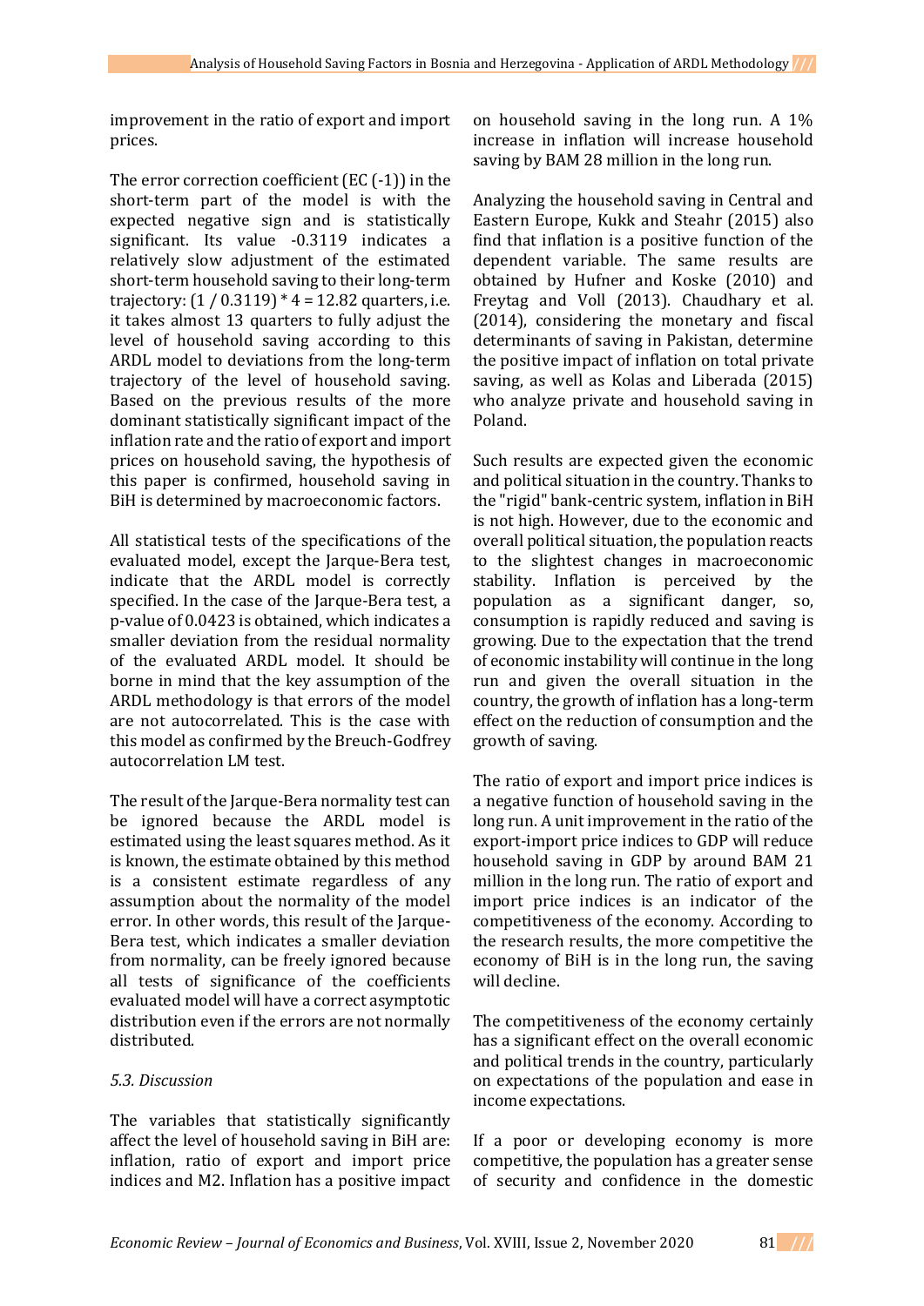improvement in the ratio of export and import prices.

The error correction coefficient (EC (-1)) in the short-term part of the model is with the expected negative sign and is statistically significant. Its value -0.3119 indicates a relatively slow adjustment of the estimated short-term household saving to their long-term trajectory: $(1 / 0.3119) * 4 = 12.82$ quarters, i.e. it takes almost 13 quarters to fully adjust the level of household saving according to this ARDL model to deviations from the long-term trajectory of the level of household saving. Based on the previous results of the more dominant statistically significant impact of the inflation rate and the ratio of export and import prices on household saving, the hypothesis of this paper is confirmed, household saving in BiH is determined by macroeconomic factors.

All statistical tests of the specifications of the evaluated model, except the Jarque-Bera test, indicate that the ARDL model is correctly specified. In the case of the Jarque-Bera test, a p-value of 0.0423 is obtained, which indicates a smaller deviation from the residual normality of the evaluated ARDL model. It should be borne in mind that the key assumption of the ARDL methodology is that errors of the model are not autocorrelated. This is the case with this model as confirmed by the Breuch-Godfrey autocorrelation LM test.

The result of the Jarque-Bera normality test can be ignored because the ARDL model is estimated using the least squares method. As it is known, the estimate obtained by this method is a consistent estimate regardless of any assumption about the normality of the model error. In other words, this result of the Jarque-Bera test, which indicates a smaller deviation from normality, can be freely ignored because all tests of significance of the coefficients evaluated model will have a correct asymptotic distribution even if the errors are not normally distributed.

### *5.3. Discussion*

The variables that statistically significantly affect the level of household saving in BiH are: inflation, ratio of export and import price indices and M2. Inflation has a positive impact on household saving in the long run. A 1% increase in inflation will increase household saving by BAM 28 million in the long run.

Analyzing the household saving in Central and Eastern Europe, Kukk and Steahr (2015) also find that inflation is a positive function of the dependent variable. The same results are obtained by Hufner and Koske (2010) and Freytag and Voll (2013). Chaudhary et al. (2014), considering the monetary and fiscal determinants of saving in Pakistan, determine the positive impact of inflation on total private saving, as well as Kolas and Liberada (2015) who analyze private and household saving in Poland.

Such results are expected given the economic and political situation in the country. Thanks to the "rigid" bank-centric system, inflation in BiH is not high. However, due to the economic and overall political situation, the population reacts to the slightest changes in macroeconomic stability. Inflation is perceived by the population as a significant danger, so, consumption is rapidly reduced and saving is growing. Due to the expectation that the trend of economic instability will continue in the long run and given the overall situation in the country, the growth of inflation has a long-term effect on the reduction of consumption and the growth of saving.

The ratio of export and import price indices is a negative function of household saving in the long run. A unit improvement in the ratio of the export-import price indices to GDP will reduce household saving in GDP by around BAM 21 million in the long run. The ratio of export and import price indices is an indicator of the competitiveness of the economy. According to the research results, the more competitive the economy of BiH is in the long run, the saving will decline.

The competitiveness of the economy certainly has a significant effect on the overall economic and political trends in the country, particularly on expectations of the population and ease in income expectations.

If a poor or developing economy is more competitive, the population has a greater sense of security and confidence in the domestic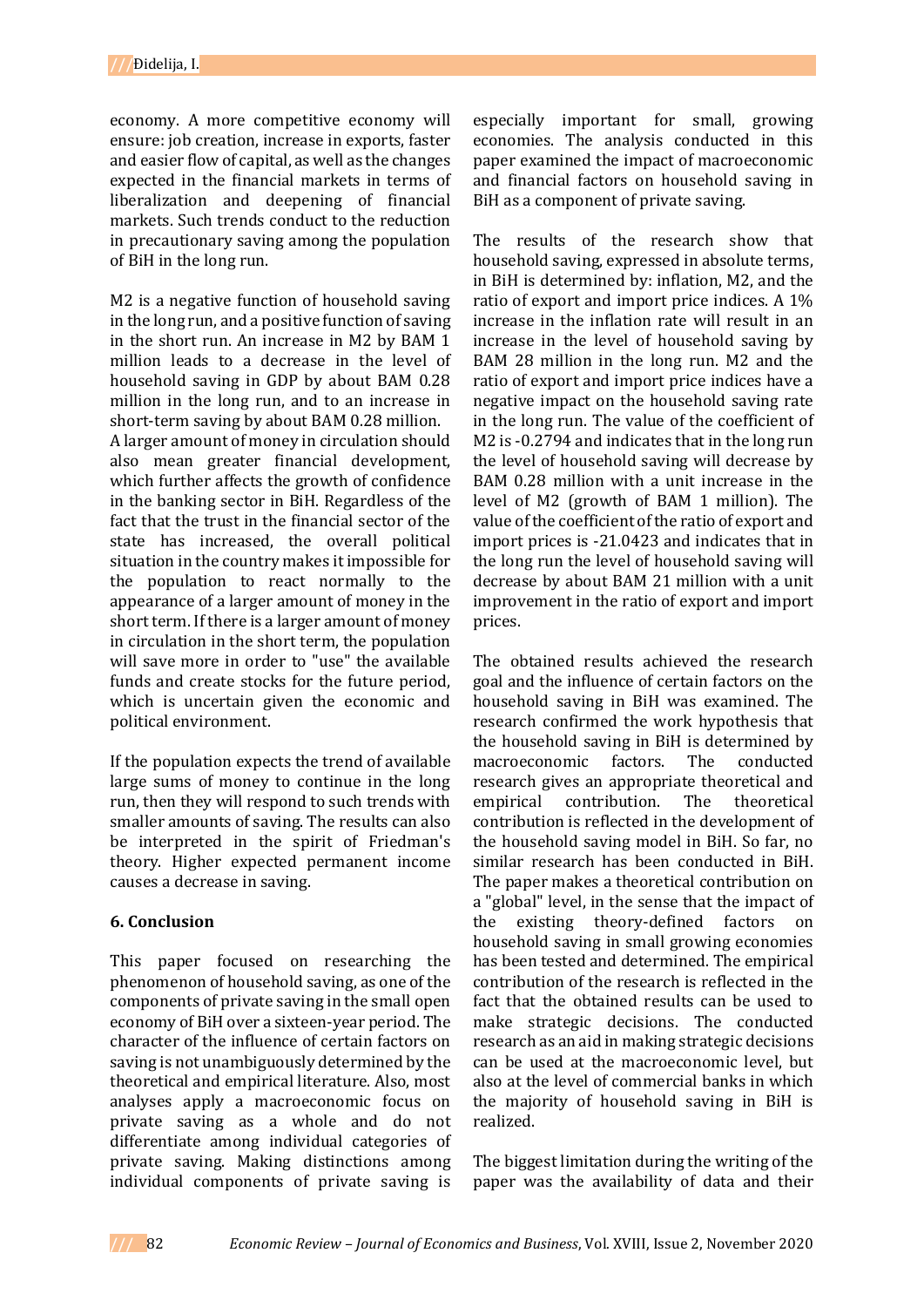economy. A more competitive economy will ensure: job creation, increase in exports, faster and easier flow of capital, as well as the changes expected in the financial markets in terms of liberalization and deepening of financial markets. Such trends conduct to the reduction in precautionary saving among the population of BiH in the long run.

M2 is a negative function of household saving in the long run, and a positive function of saving in the short run. An increase in M2 by BAM 1 million leads to a decrease in the level of household saving in GDP by about BAM 0.28 million in the long run, and to an increase in short-term saving by about BAM 0.28 million. A larger amount of money in circulation should also mean greater financial development, which further affects the growth of confidence in the banking sector in BiH. Regardless of the fact that the trust in the financial sector of the state has increased, the overall political situation in the country makes it impossible for the population to react normally to the appearance of a larger amount of money in the short term. If there is a larger amount of money in circulation in the short term, the population will save more in order to "use" the available funds and create stocks for the future period, which is uncertain given the economic and political environment.

If the population expects the trend of available large sums of money to continue in the long run, then they will respond to such trends with smaller amounts of saving. The results can also be interpreted in the spirit of Friedman's theory. Higher expected permanent income causes a decrease in saving.

## 6. Conclusion

This paper focused on researching the phenomenon of household saving, as one of the components of private saving in the small open economy of BiH over a sixteen-year period. The character of the influence of certain factors on saving is not unambiguously determined by the theoretical and empirical literature. Also, most analyses apply a macroeconomic focus on private saving as a whole and do not differentiate among individual categories of private saving. Making distinctions among individual components of private saving is especially important for small, growing economies. The analysis conducted in this paper examined the impact of macroeconomic and financial factors on household saving in BiH as a component of private saving.

The results of the research show that household saving, expressed in absolute terms, in BiH is determined by: inflation, M2, and the ratio of export and import price indices. A 1% increase in the inflation rate will result in an increase in the level of household saving by BAM 28 million in the long run. M2 and the ratio of export and import price indices have a negative impact on the household saving rate in the long run. The value of the coefficient of M2 is -0.2794 and indicates that in the long run the level of household saving will decrease by BAM 0.28 million with a unit increase in the level of M2 (growth of BAM 1 million). The value of the coefficient of the ratio of export and import prices is -21.0423 and indicates that in the long run the level of household saving will decrease by about BAM 21 million with a unit improvement in the ratio of export and import prices.

The obtained results achieved the research goal and the influence of certain factors on the household saving in BiH was examined. The research confirmed the work hypothesis that the household saving in BiH is determined by macroeconomic factors. The conducted research gives an appropriate theoretical and empirical contribution. The theoretical contribution is reflected in the development of the household saving model in BiH. So far, no similar research has been conducted in BiH. The paper makes a theoretical contribution on a "global" level, in the sense that the impact of the existing theory-defined factors on household saving in small growing economies has been tested and determined. The empirical contribution of the research is reflected in the fact that the obtained results can be used to make strategic decisions. The conducted research as an aid in making strategic decisions can be used at the macroeconomic level, but also at the level of commercial banks in which the majority of household saving in BiH is realized.

The biggest limitation during the writing of the paper was the availability of data and their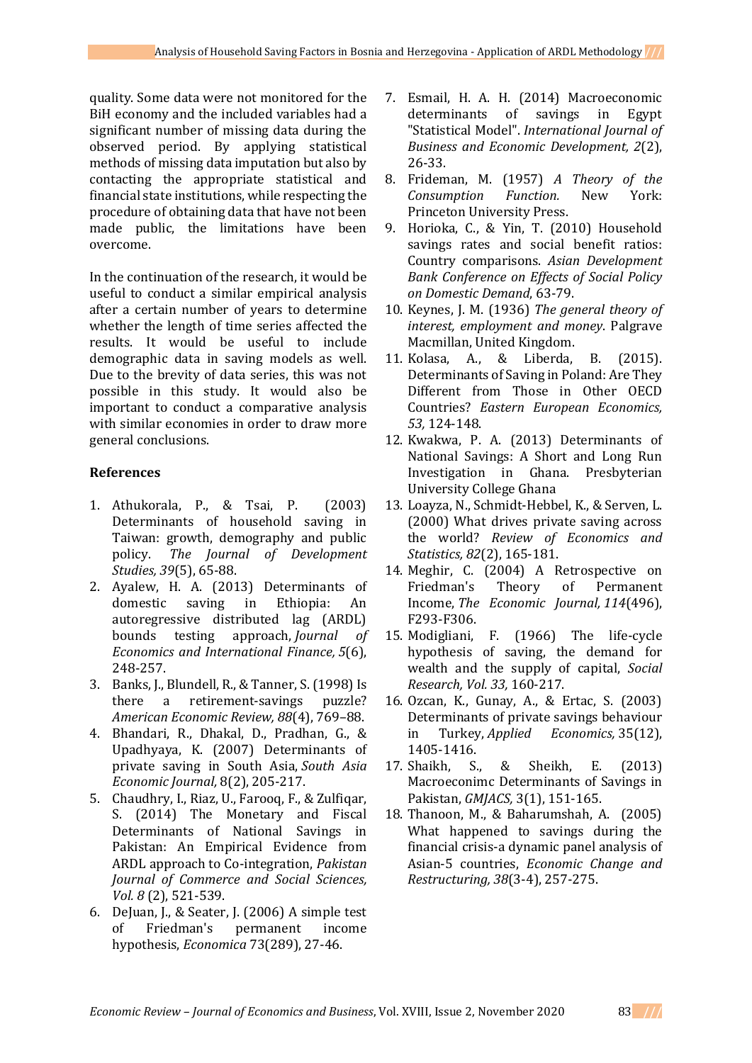quality. Some data were not monitored for the BiH economy and the included variables had a significant number of missing data during the observed period. By applying statistical methods of missing data imputation but also by contacting the appropriate statistical and financial state institutions, while respecting the procedure of obtaining data that have not been made public, the limitations have been overcome.

In the continuation of the research, it would be useful to conduct a similar empirical analysis after a certain number of years to determine whether the length of time series affected the results. It would be useful to include demographic data in saving models as well. Due to the brevity of data series, this was not possible in this study. It would also be important to conduct a comparative analysis with similar economies in order to draw more general conclusions.

### References

1. Athukorala, P., & Tsai, P. (2003) Determinants of household saving in Taiwan: growth, demography and public policy. *The Journal of Development Studies, 39*(5), 65-88.
2. Ayalew, H. A. (2013) Determinants of domestic saving in Ethiopia: An autoregressive distributed lag (ARDL) bounds testing approach, *Journal of Economics and International Finance, 5*(6), 248-257.
3. Banks, J., Blundell, R., & Tanner, S. (1998) Is there a retirement-savings puzzle? *American Economic Review, 88*(4), 769–88.
4. Bhandari, R., Dhakal, D., Pradhan, G., & Upadhyaya, K. (2007) Determinants of private saving in South Asia, *South Asia Economic Journal,* 8(2), 205-217.
5. Chaudhry, I., Riaz, U., Farooq, F., & Zulfiqar, S. (2014) The Monetary and Fiscal Determinants of National Savings in Pakistan: An Empirical Evidence from ARDL approach to Co-integration, *Pakistan Journal of Commerce and Social Sciences, Vol. 8* (2), 521-539.
6. DeJuan, J., & Seater, J. (2006) A simple test of Friedman's permanent income hypothesis, *Economica* 73(289), 27-46.
7. Esmail, H. A. H. (2014) Macroeconomic determinants of savings in Egypt "Statistical Model". *International Journal of Business and Economic Development, 2*(2), 26-33.
8. Frideman, M. (1957) *A Theory of the Consumption Function.* New York: Princeton University Press.
9. Horioka, C., & Yin, T. (2010) Household savings rates and social benefit ratios: Country comparisons. *Asian Development Bank Conference on Effects of Social Policy on Domestic Demand*, 63-79.
10. Keynes, J. M. (1936) *The general theory of interest, employment and money*. Palgrave Macmillan, United Kingdom.
11. Kolasa, A., & Liberda, B. (2015). Determinants of Saving in Poland: Are They Different from Those in Other OECD Countries? *Eastern European Economics, 53,* 124-148.
12. Kwakwa, P. A. (2013) Determinants of National Savings: A Short and Long Run Investigation in Ghana. Presbyterian University College Ghana
13. Loayza, N., Schmidt-Hebbel, K., & Serven, L. (2000) What drives private saving across the world? *Review of Economics and Statistics, 82*(2), 165-181.
14. Meghir, C. (2004) A Retrospective on Friedman's Theory of Permanent Income, *The Economic Journal, 114*(496), F293-F306.
15. Modigliani, F. (1966) The life-cycle hypothesis of saving, the demand for wealth and the supply of capital, *Social Research, Vol. 33,* 160-217.
16. Ozcan, K., Gunay, A., & Ertac, S. (2003) Determinants of private savings behaviour in Turkey, *Applied Economics,* 35(12), 1405-1416.
17. Shaikh, S., & Sheikh, E. (2013) Macroeconimc Determinants of Savings in Pakistan, *GMJACS,* 3(1), 151-165.
18. Thanoon, M., & Baharumshah, A. (2005) What happened to savings during the financial crisis-a dynamic panel analysis of Asian-5 countries, *Economic Change and Restructuring, 38*(3-4), 257-275.